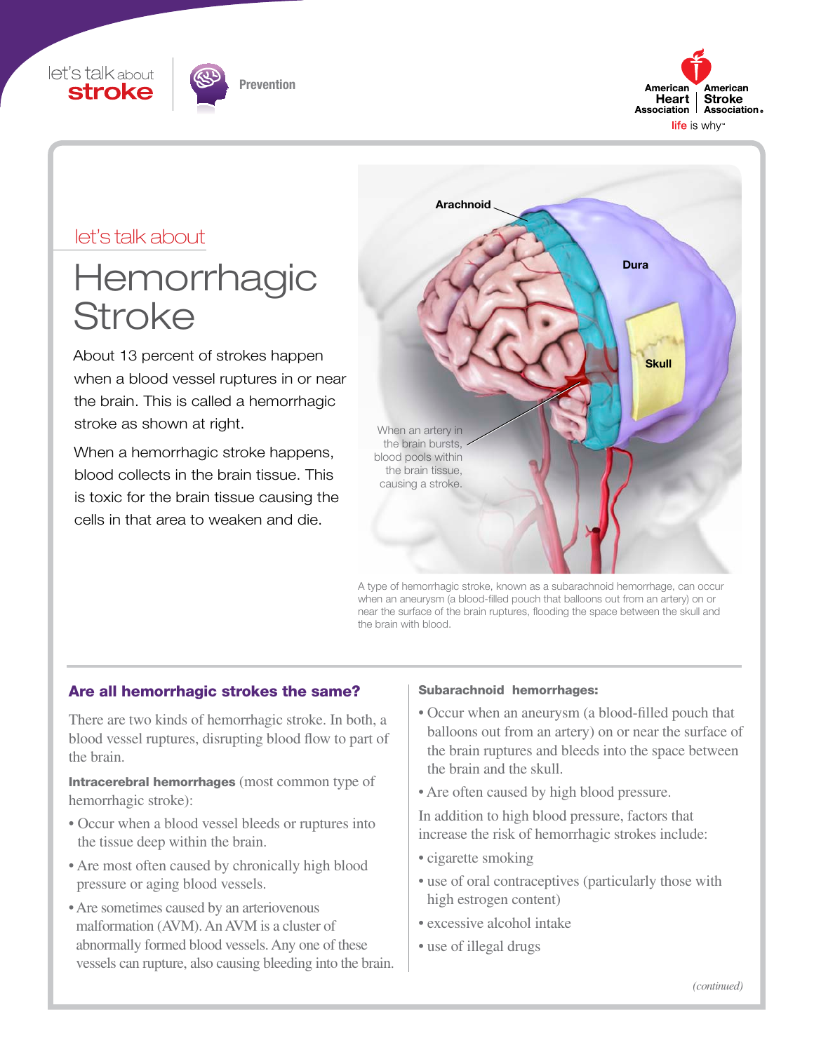let's talk about

# Hemorrhagic Stroke

About 13 percent of strokes happen when a blood vessel ruptures in or near the brain. This is called a hemorrhagic stroke as shown at right.

When a hemorrhagic stroke happens, blood collects in the brain tissue. This is toxic for the brain tissue causing the cells in that area to weaken and die.

Arachnoid

Dura

Skull

When an artery in the brain bursts, blood pools within the brain tissue, causing a stroke.

A type of hemorrhagic stroke, known as a subarachnoid hemorrhage, can occur when an aneurysm (a blood-filled pouch that balloons out from an artery) on or near the surface of the brain ruptures, flooding the space between the skull and the brain with blood.

## Are all hemorrhagic strokes the same?

There are two kinds of hemorrhagic stroke. In both, a blood vessel ruptures, disrupting blood flow to part of the brain.

**Intracerebral hemorrhages** (most common type of hemorrhagic stroke):

- Occur when a blood vessel bleeds or ruptures into the tissue deep within the brain.
- Are most often caused by chronically high blood pressure or aging blood vessels.
- Are sometimes caused by an arteriovenous malformation (AVM). An AVM is a cluster of abnormally formed blood vessels. Any one of these vessels can rupture, also causing bleeding into the brain.

**Subarachnoid hemorrhages:**

- Occur when an aneurysm (a blood-filled pouch that balloons out from an artery) on or near the surface of the brain ruptures and bleeds into the space between the brain and the skull.
- Are often caused by high blood pressure.

In addition to high blood pressure, factors that increase the risk of hemorrhagic strokes include:

- cigarette smoking
- use of oral contraceptives (particularly those with high estrogen content)
- excessive alcohol intake
- use of illegal drugs

*(continued)*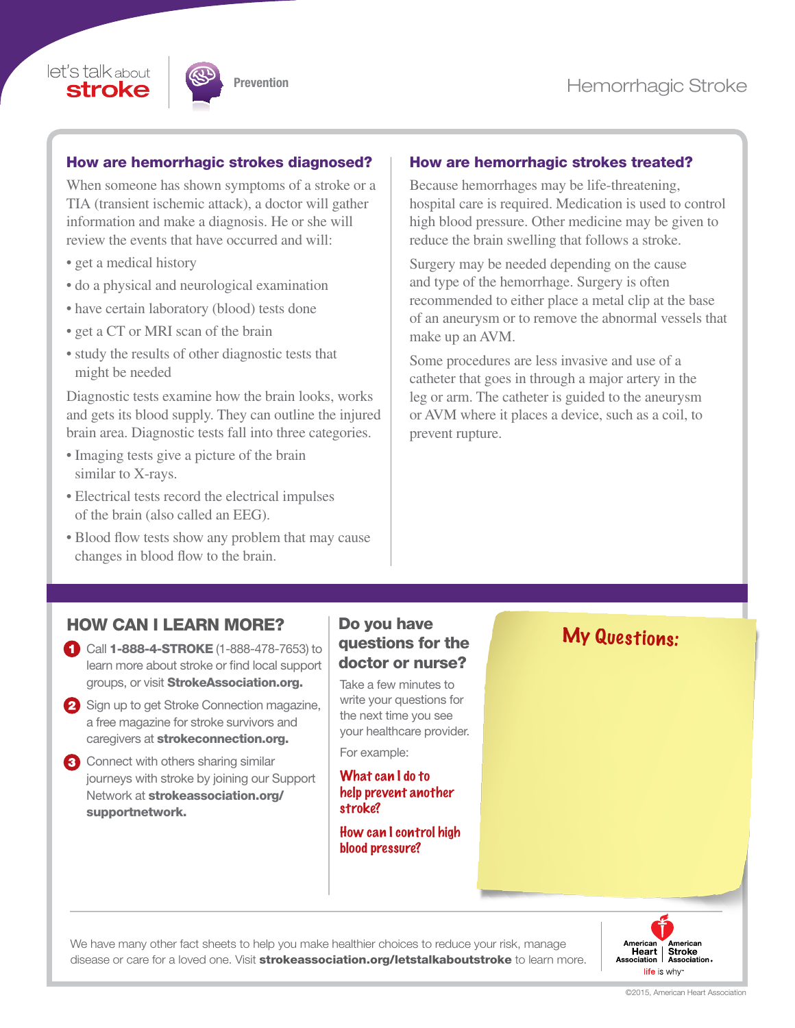# Hemorrhagic Stroke

## How are hemorrhagic strokes diagnosed?

When someone has shown symptoms of a stroke or a TIA (transient ischemic attack), a doctor will gather information and make a diagnosis. He or she will review the events that have occurred and will:

- get a medical history
- do a physical and neurological examination
- have certain laboratory (blood) tests done
- get a CT or MRI scan of the brain
- study the results of other diagnostic tests that might be needed

Diagnostic tests examine how the brain looks, works and gets its blood supply. They can outline the injured brain area. Diagnostic tests fall into three categories.

- Imaging tests give a picture of the brain similar to X-rays.
- Electrical tests record the electrical impulses of the brain (also called an EEG).
- Blood flow tests show any problem that may cause changes in blood flow to the brain.

## How are hemorrhagic strokes treated?

Because hemorrhages may be life-threatening, hospital care is required. Medication is used to control high blood pressure. Other medicine may be given to reduce the brain swelling that follows a stroke.

Surgery may be needed depending on the cause and type of the hemorrhage. Surgery is often recommended to either place a metal clip at the base of an aneurysm or to remove the abnormal vessels that make up an AVM.

Some procedures are less invasive and use of a catheter that goes in through a major artery in the leg or arm. The catheter is guided to the aneurysm or AVM where it places a device, such as a coil, to prevent rupture.

## HOW CAN I LEARN MORE?

1. Call **1-888-4-STROKE** (1-888-478-7653) to learn more about stroke or find local support groups, or visit **StrokeAssociation.org.**
2. Sign up to get Stroke Connection magazine, a free magazine for stroke survivors and caregivers at **strokeconnection.org.**
3. Connect with others sharing similar journeys with stroke by joining our Support Network at **strokeassociation.org/supportnetwork.**

## Do you have questions for the doctor or nurse?

Take a few minutes to write your questions for the next time you see your healthcare provider.

For example:

What can I do to help prevent another stroke?

How can I control high blood pressure?

**My Questions:**

We have many other fact sheets to help you make healthier choices to reduce your risk, manage disease or care for a loved one. Visit **strokeassociation.org/letstalkaboutstroke** to learn more.

©2015, American Heart Association